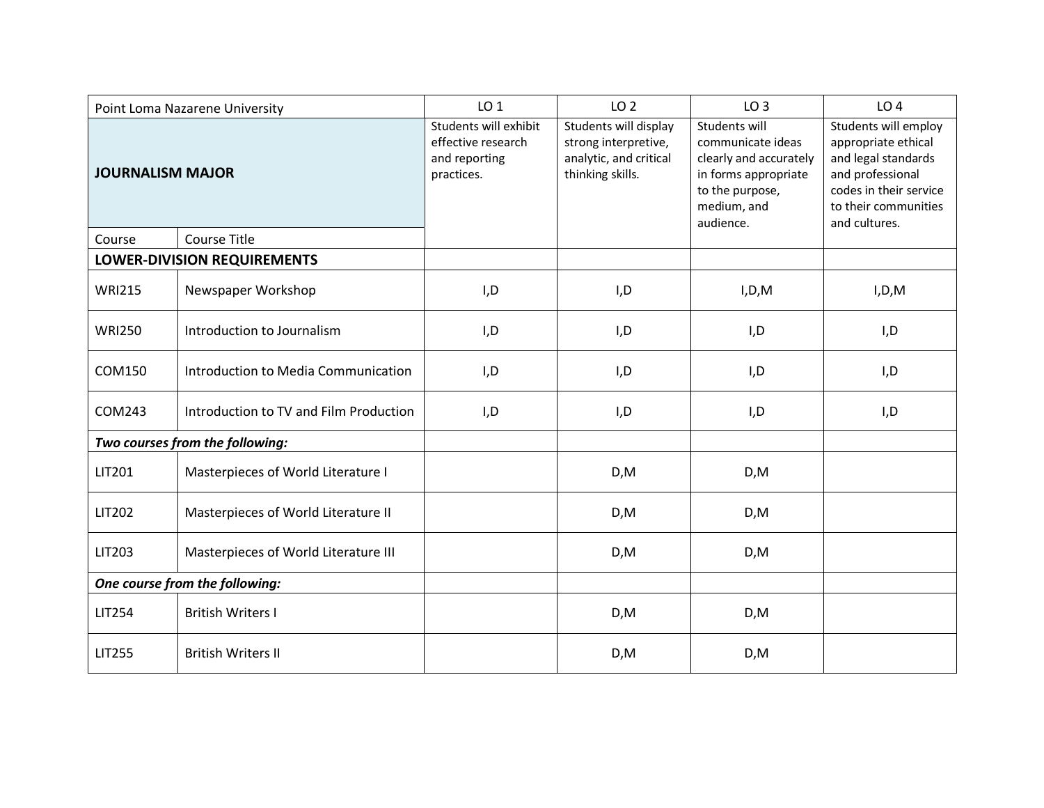| Point Loma Nazarene University | | LO 1 | LO 2 | LO 3 | LO 4 |
|---|---|---|---|---|---|
| **JOURNALISM MAJOR** | | Students will exhibit effective research and reporting practices. | Students will display strong interpretive, analytic, and critical thinking skills. | Students will communicate ideas clearly and accurately in forms appropriate to the purpose, medium, and audience. | Students will employ appropriate ethical and legal standards and professional codes in their service to their communities and cultures. |
| Course | Course Title | | | | |
| **LOWER-DIVISION REQUIREMENTS** | | | | | |
| WRI215 | Newspaper Workshop | I,D | I,D | I,D,M | I,D,M |
| WRI250 | Introduction to Journalism | I,D | I,D | I,D | I,D |
| COM150 | Introduction to Media Communication | I,D | I,D | I,D | I,D |
| COM243 | Introduction to TV and Film Production | I,D | I,D | I,D | I,D |
| ***Two courses from the following:*** | | | | | |
| LIT201 | Masterpieces of World Literature I | | D,M | D,M | |
| LIT202 | Masterpieces of World Literature II | | D,M | D,M | |
| LIT203 | Masterpieces of World Literature III | | D,M | D,M | |
| ***One course from the following:*** | | | | | |
| LIT254 | British Writers I | | D,M | D,M | |
| LIT255 | British Writers II | | D,M | D,M | |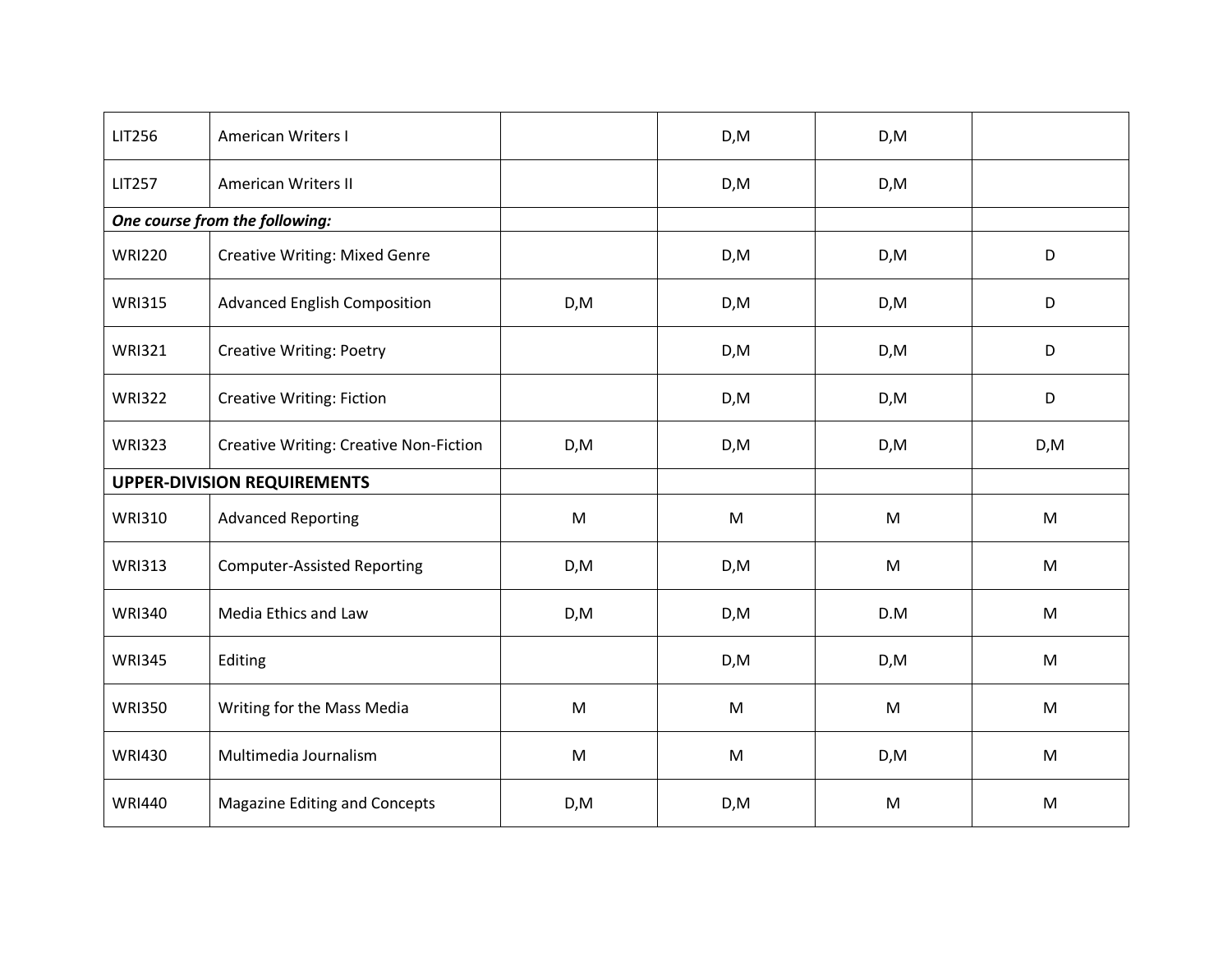| | | | | | |
|---|---|---|---|---|---|
| LIT256 | American Writers I | | D,M | D,M | |
| LIT257 | American Writers II | | D,M | D,M | |
| ***One course from the following:*** | | | | | |
| WRI220 | Creative Writing: Mixed Genre | | D,M | D,M | D |
| WRI315 | Advanced English Composition | D,M | D,M | D,M | D |
| WRI321 | Creative Writing: Poetry | | D,M | D,M | D |
| WRI322 | Creative Writing: Fiction | | D,M | D,M | D |
| WRI323 | Creative Writing: Creative Non-Fiction | D,M | D,M | D,M | D,M |
| **UPPER-DIVISION REQUIREMENTS** | | | | | |
| WRI310 | Advanced Reporting | M | M | M | M |
| WRI313 | Computer-Assisted Reporting | D,M | D,M | M | M |
| WRI340 | Media Ethics and Law | D,M | D,M | D.M | M |
| WRI345 | Editing | | D,M | D,M | M |
| WRI350 | Writing for the Mass Media | M | M | M | M |
| WRI430 | Multimedia Journalism | M | M | D,M | M |
| WRI440 | Magazine Editing and Concepts | D,M | D,M | M | M |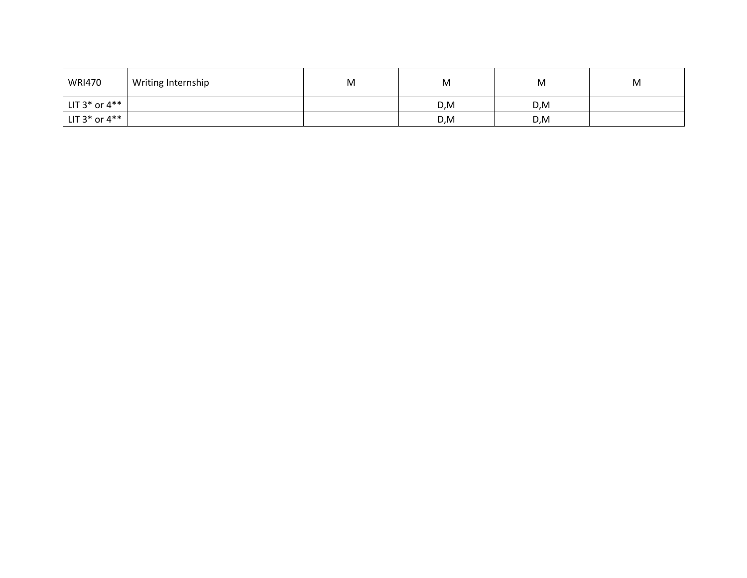| | | | | | |
|---|---|---|---|---|---|
| WRI470 | Writing Internship | M | M | M | M |
| LIT 3* or 4** | | | D,M | D,M | |
| LIT 3* or 4** | | | D,M | D,M | |